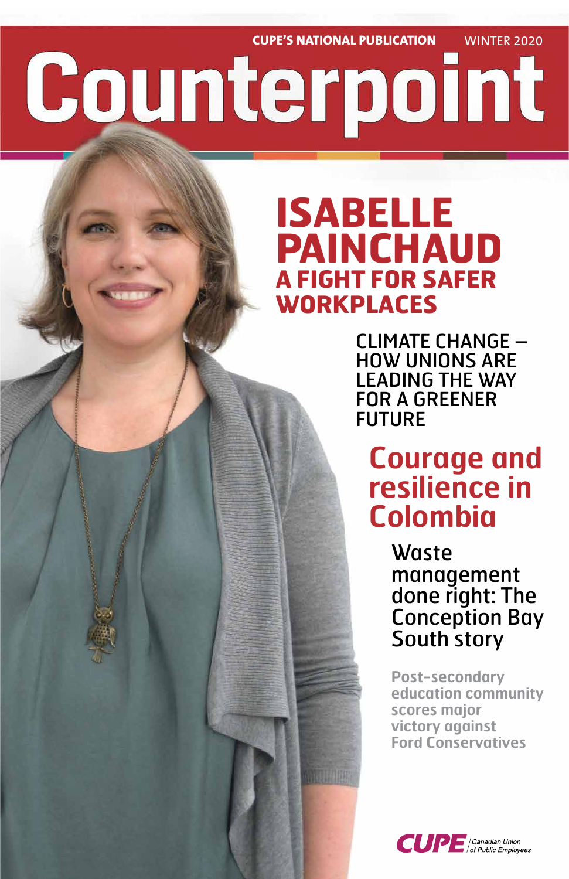CUPE'S NATIONAL PUBLICATION WINTER 2020

# Counterpoint

## ISABELLE PAINCHAUD
### A FIGHT FOR SAFER WORKPLACES

CLIMATE CHANGE – HOW UNIONS ARE LEADING THE WAY FOR A GREENER FUTURE

## Courage and resilience in Colombia

Waste management done right: The Conception Bay South story

**Post-secondary education community scores major victory against Ford Conservatives**

CUPE | Canadian Union of Public Employees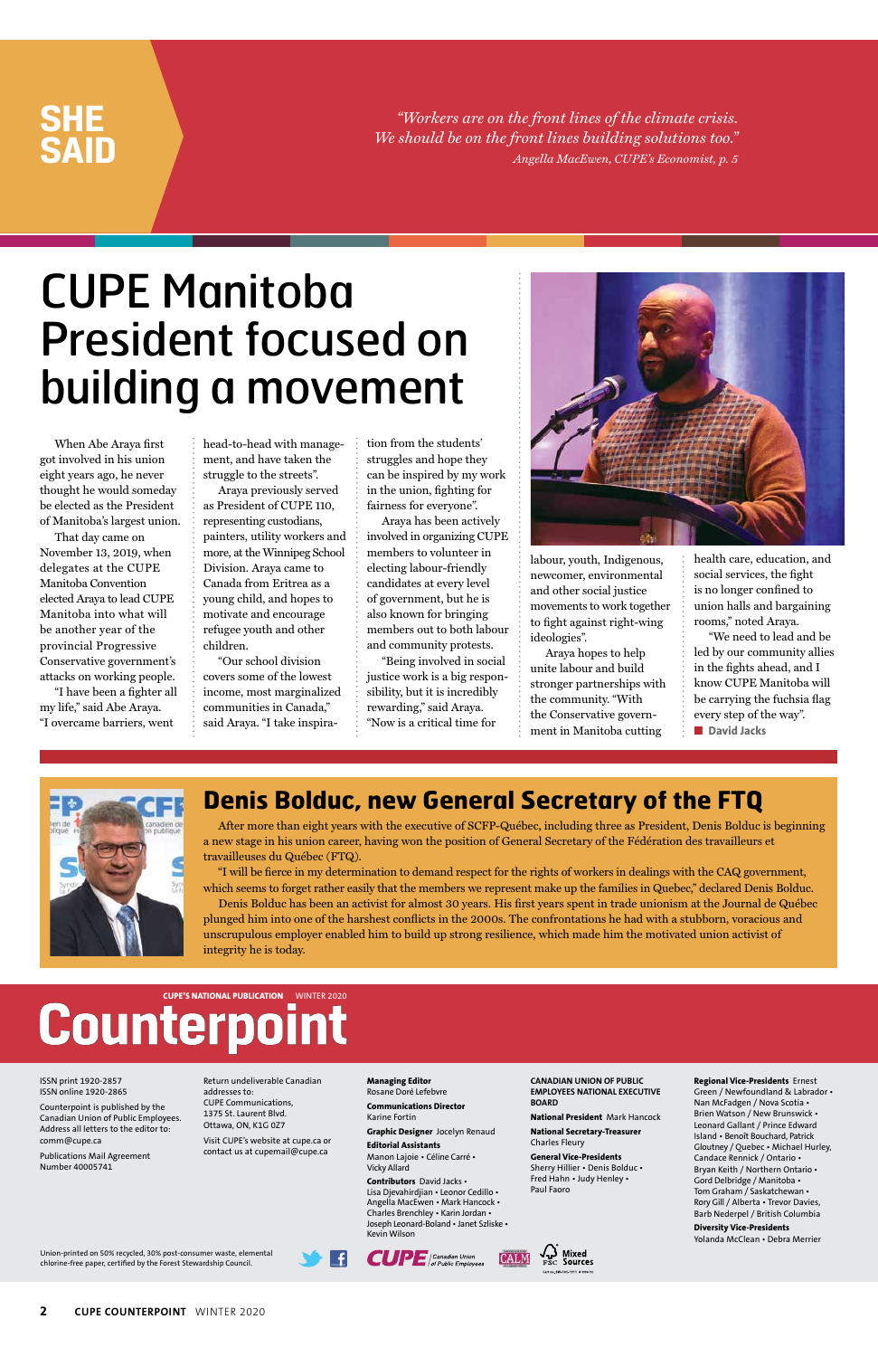## SHE SAID

*"Workers are on the front lines of the climate crisis. We should be on the front lines building solutions too."*
*Angella MacEwen, CUPE's Economist, p. 5*

# CUPE Manitoba President focused on building a movement

When Abe Araya first got involved in his union eight years ago, he never thought he would someday be elected as the President of Manitoba's largest union.

That day came on November 13, 2019, when delegates at the CUPE Manitoba Convention elected Araya to lead CUPE Manitoba into what will be another year of the provincial Progressive Conservative government's attacks on working people.

"I have been a fighter all my life," said Abe Araya. "I overcame barriers, went head-to-head with management, and have taken the struggle to the streets".

Araya previously served as President of CUPE 110, representing custodians, painters, utility workers and more, at the Winnipeg School Division. Araya came to Canada from Eritrea as a young child, and hopes to motivate and encourage refugee youth and other children.

"Our school division covers some of the lowest income, most marginalized communities in Canada," said Araya. "I take inspiration from the students' struggles and hope they can be inspired by my work in the union, fighting for fairness for everyone".

Araya has been actively involved in organizing CUPE members to volunteer in electing labour-friendly candidates at every level of government, but he is also known for bringing members out to both labour and community protests.

"Being involved in social justice work is a big responsibility, but it is incredibly rewarding," said Araya. "Now is a critical time for labour, youth, Indigenous, newcomer, environmental and other social justice movements to work together to fight against right-wing ideologies".

Araya hopes to help unite labour and build stronger partnerships with the community. "With the Conservative government in Manitoba cutting health care, education, and social services, the fight is no longer confined to union halls and bargaining rooms," noted Araya.

"We need to lead and be led by our community allies in the fights ahead, and I know CUPE Manitoba will be carrying the fuchsia flag every step of the way".

■ **David Jacks**

## Denis Bolduc, new General Secretary of the FTQ

After more than eight years with the executive of SCFP-Québec, including three as President, Denis Bolduc is beginning a new stage in his union career, having won the position of General Secretary of the Fédération des travailleurs et travailleuses du Québec (FTQ).

"I will be fierce in my determination to demand respect for the rights of workers in dealings with the CAQ government, which seems to forget rather easily that the members we represent make up the families in Quebec," declared Denis Bolduc.

Denis Bolduc has been an activist for almost 30 years. His first years spent in trade unionism at the Journal de Québec plunged him into one of the harshest conflicts in the 2000s. The confrontations he had with a stubborn, voracious and unscrupulous employer enabled him to build up strong resilience, which made him the motivated union activist of integrity he is today.

---

**CUPE'S NATIONAL PUBLICATION** WINTER 2020

# Counterpoint

ISSN print 1920-2857
ISSN online 1920-2865

Counterpoint is published by the Canadian Union of Public Employees. Address all letters to the editor to: comm@cupe.ca

Publications Mail Agreement Number 40005741

Return undeliverable Canadian addresses to:
CUPE Communications, 1375 St. Laurent Blvd. Ottawa, ON, K1G 0Z7

Visit CUPE's website at cupe.ca or contact us at cupemail@cupe.ca

**Managing Editor** Rosane Doré Lefebvre

**Communications Director** Karine Fortin

**Graphic Designer** Jocelyn Renaud

**Editorial Assistants** Manon Lajoie • Céline Carré • Vicky Allard

**Contributors** David Jacks • Lisa Djevahirdjian • Leonor Cedillo • Angella MacEwen • Mark Hancock • Charles Brenchley • Karin Jordan • Joseph Leonard-Boland • Janet Szliske • Kevin Wilson

**CANADIAN UNION OF PUBLIC EMPLOYEES NATIONAL EXECUTIVE BOARD**

**National President** Mark Hancock

**National Secretary-Treasurer** Charles Fleury

**General Vice-Presidents** Sherry Hillier • Denis Bolduc • Fred Hahn • Judy Henley • Paul Faoro

**Regional Vice-Presidents** Ernest Green / Newfoundland & Labrador • Nan McFadgen / Nova Scotia • Brien Watson / New Brunswick • Leonard Gallant / Prince Edward Island • Benoît Bouchard, Patrick Gloutney / Quebec • Michael Hurley, Candace Rennick / Ontario • Bryan Keith / Northern Ontario • Gord Delbridge / Manitoba • Tom Graham / Saskatchewan • Rory Gill / Alberta • Trevor Davies, Barb Nederpel / British Columbia

**Diversity Vice-Presidents** Yolanda McClean • Debra Merrier

Union-printed on 50% recycled, 30% post-consumer waste, elemental chlorine-free paper, certified by the Forest Stewardship Council.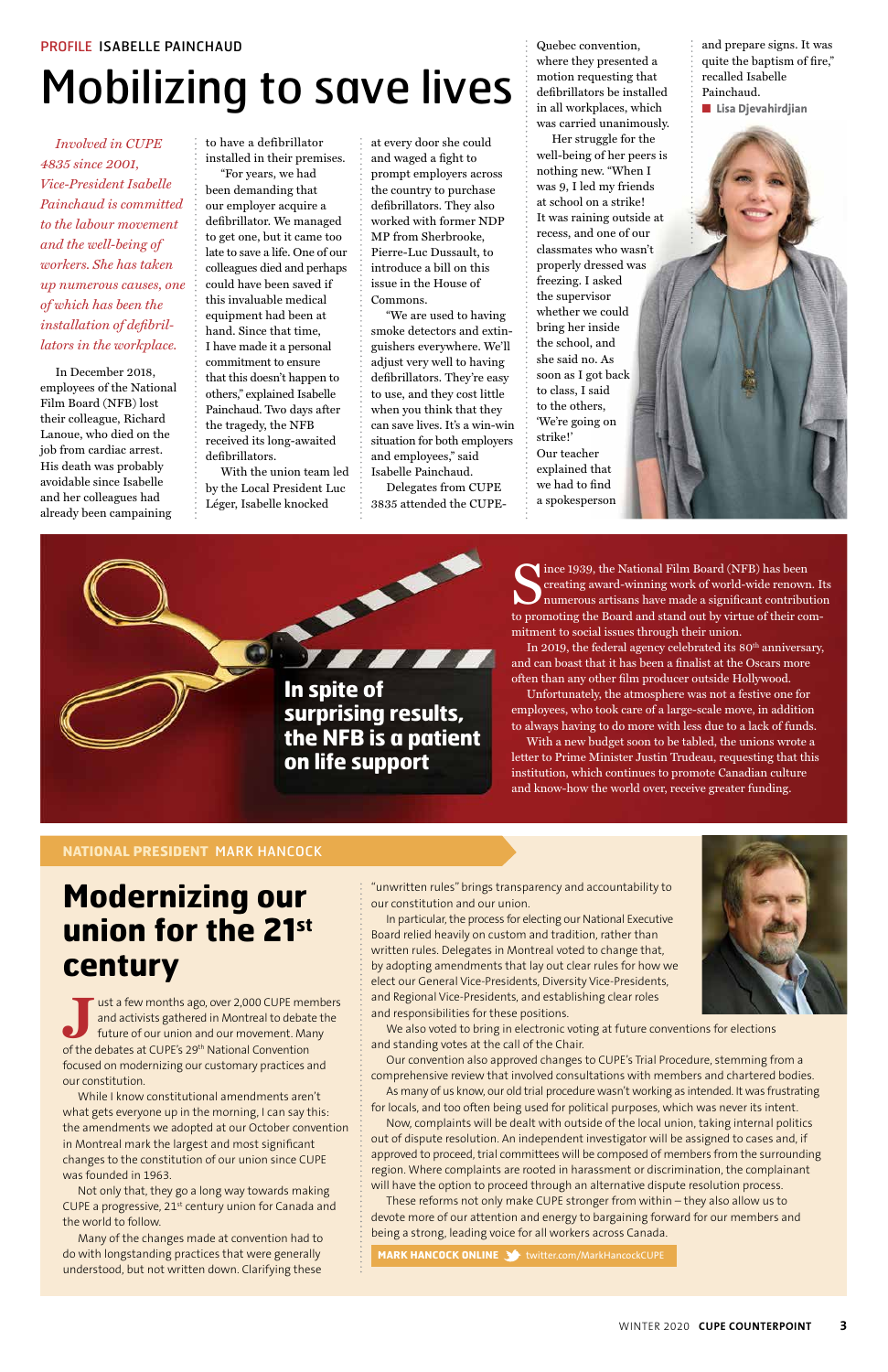PROFILE ISABELLE PAINCHAUD

# Mobilizing to save lives

*Involved in CUPE 4835 since 2001, Vice-President Isabelle Painchaud is committed to the labour movement and the well-being of workers. She has taken up numerous causes, one of which has been the installation of defibrillators in the workplace.*

In December 2018, employees of the National Film Board (NFB) lost their colleague, Richard Lanoue, who died on the job from cardiac arrest. His death was probably avoidable since Isabelle and her colleagues had already been campaigning to have a defibrillator installed in their premises.

"For years, we had been demanding that our employer acquire a defibrillator. We managed to get one, but it came too late to save a life. One of our colleagues died and perhaps could have been saved if this invaluable medical equipment had been at hand. Since that time, I have made it a personal commitment to ensure that this doesn't happen to others," explained Isabelle Painchaud. Two days after the tragedy, the NFB received its long-awaited defibrillators.

With the union team led by the Local President Luc Léger, Isabelle knocked at every door she could and waged a fight to prompt employers across the country to purchase defibrillators. They also worked with former NDP MP from Sherbrooke, Pierre-Luc Dussault, to introduce a bill on this issue in the House of Commons.

"We are used to having smoke detectors and extinguishers everywhere. We'll adjust very well to having defibrillators. They're easy to use, and they cost little when you think that they can save lives. It's a win-win situation for both employers and employees," said Isabelle Painchaud.

Delegates from CUPE 3835 attended the CUPE-Quebec convention, where they presented a motion requesting that defibrillators be installed in all workplaces, which was carried unanimously.

Her struggle for the well-being of her peers is nothing new. "When I was 9, I led my friends at school on a strike! It was raining outside at recess, and one of our classmates who wasn't properly dressed was freezing. I asked the supervisor whether we could bring her inside the school, and she said no. As soon as I got back to class, I said to the others, 'We're going on strike!' Our teacher explained that we had to find a spokesperson and prepare signs. It was quite the baptism of fire," recalled Isabelle Painchaud.

■ **Lisa Djevahirdjian**

## In spite of surprising results, the NFB is a patient on life support

Since 1939, the National Film Board (NFB) has been creating award-winning work of world-wide renown. Its numerous artisans have made a significant contribution to promoting the Board and stand out by virtue of their commitment to social issues through their union.

In 2019, the federal agency celebrated its 80th anniversary, and can boast that it has been a finalist at the Oscars more often than any other film producer outside Hollywood.

Unfortunately, the atmosphere was not a festive one for employees, who took care of a large-scale move, in addition to always having to do more with less due to a lack of funds.

With a new budget soon to be tabled, the unions wrote a letter to Prime Minister Justin Trudeau, requesting that this institution, which continues to promote Canadian culture and know-how the world over, receive greater funding.

NATIONAL PRESIDENT MARK HANCOCK

# Modernizing our union for the 21st century

Just a few months ago, over 2,000 CUPE members and activists gathered in Montreal to debate the future of our union and our movement. Many of the debates at CUPE's 29th National Convention focused on modernizing our customary practices and our constitution.

While I know constitutional amendments aren't what gets everyone up in the morning, I can say this: the amendments we adopted at our October convention in Montreal mark the largest and most significant changes to the constitution of our union since CUPE was founded in 1963.

Not only that, they go a long way towards making CUPE a progressive, 21st century union for Canada and the world to follow.

Many of the changes made at convention had to do with longstanding practices that were generally understood, but not written down. Clarifying these "unwritten rules" brings transparency and accountability to our constitution and our union.

In particular, the process for electing our National Executive Board relied heavily on custom and tradition, rather than written rules. Delegates in Montreal voted to change that, by adopting amendments that lay out clear rules for how we elect our General Vice-Presidents, Diversity Vice-Presidents, and Regional Vice-Presidents, and establishing clear roles and responsibilities for these positions.

We also voted to bring in electronic voting at future conventions for elections and standing votes at the call of the Chair.

Our convention also approved changes to CUPE's Trial Procedure, stemming from a comprehensive review that involved consultations with members and chartered bodies.

As many of us know, our old trial procedure wasn't working as intended. It was frustrating for locals, and too often being used for political purposes, which was never its intent.

Now, complaints will be dealt with outside of the local union, taking internal politics out of dispute resolution. An independent investigator will be assigned to cases and, if approved to proceed, trial committees will be composed of members from the surrounding region. Where complaints are rooted in harassment or discrimination, the complainant will have the option to proceed through an alternative dispute resolution process.

These reforms not only make CUPE stronger from within – they also allow us to devote more of our attention and energy to bargaining forward for our members and being a strong, leading voice for all workers across Canada.

**MARK HANCOCK ONLINE** twitter.com/MarkHancockCUPE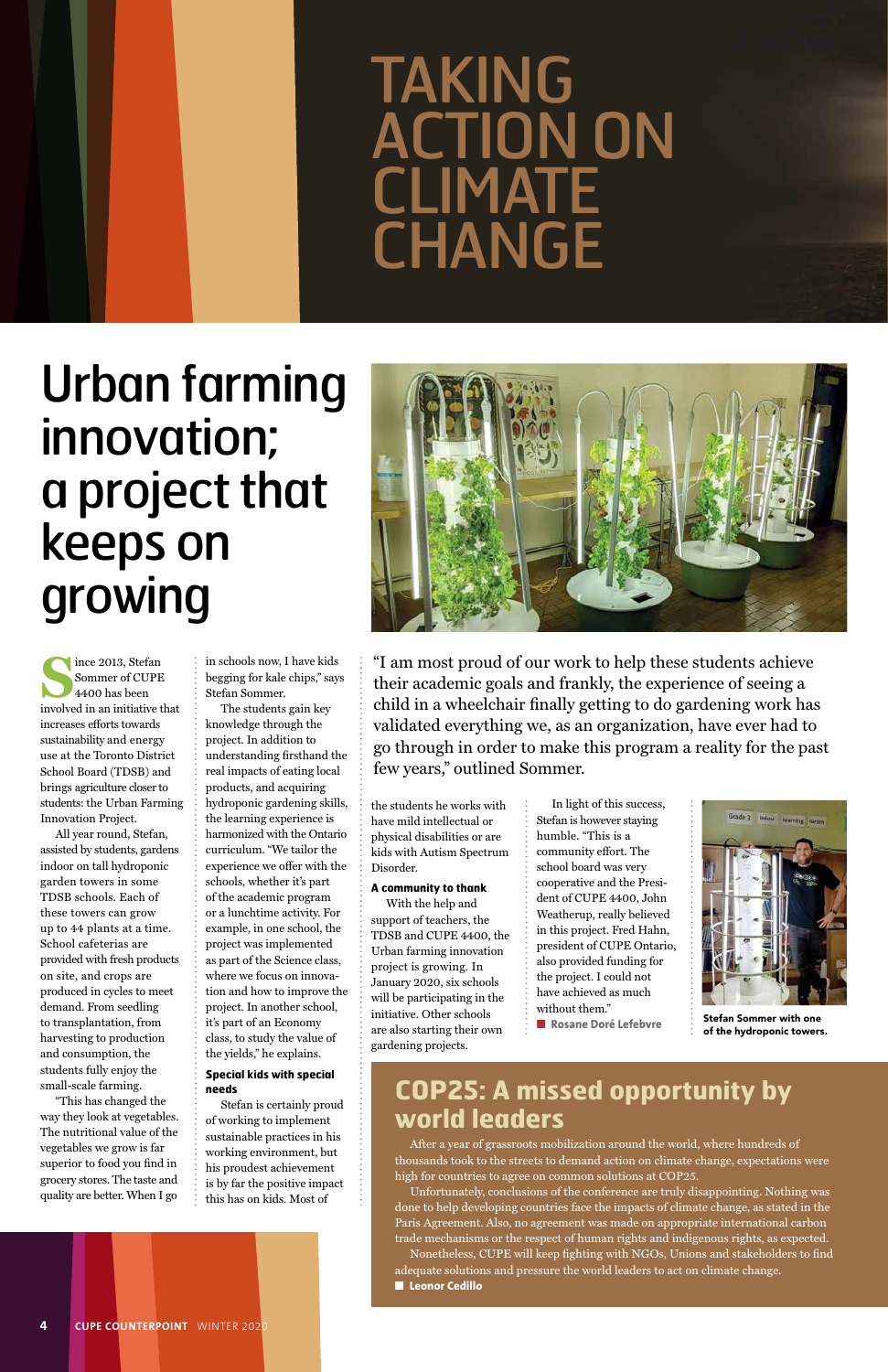# TAKING ACTION ON CLIMATE CHANGE

## Urban farming innovation; a project that keeps on growing

Since 2013, Stefan Sommer of CUPE 4400 has been involved in an initiative that increases efforts towards sustainability and energy use at the Toronto District School Board (TDSB) and brings agriculture closer to students: the Urban Farming Innovation Project.

All year round, Stefan, assisted by students, gardens indoor on tall hydroponic garden towers in some TDSB schools. Each of these towers can grow up to 44 plants at a time. School cafeterias are provided with fresh products on site, and crops are produced in cycles to meet demand. From seedling to transplantation, from harvesting to production and consumption, the students fully enjoy the small-scale farming.

"This has changed the way they look at vegetables. The nutritional value of the vegetables we grow is far superior to food you find in grocery stores. The taste and quality are better. When I go in schools now, I have kids begging for kale chips," says Stefan Sommer.

The students gain key knowledge through the project. In addition to understanding firsthand the real impacts of eating local products, and acquiring hydroponic gardening skills, the learning experience is harmonized with the Ontario curriculum. "We tailor the experience we offer with the schools, whether it's part of the academic program or a lunchtime activity. For example, in one school, the project was implemented as part of the Science class, where we focus on innovation and how to improve the project. In another school, it's part of an Economy class, to study the value of the yields," he explains.

### Special kids with special needs

Stefan is certainly proud of working to implement sustainable practices in his working environment, but his proudest achievement is by far the positive impact this has on kids. Most of the students he works with have mild intellectual or physical disabilities or are kids with Autism Spectrum Disorder.

"I am most proud of our work to help these students achieve their academic goals and frankly, the experience of seeing a child in a wheelchair finally getting to do gardening work has validated everything we, as an organization, have ever had to go through in order to make this program a reality for the past few years," outlined Sommer.

### A community to thank

With the help and support of teachers, the TDSB and CUPE 4400, the Urban farming innovation project is growing. In January 2020, six schools will be participating in the initiative. Other schools are also starting their own gardening projects.

In light of this success, Stefan is however staying humble. "This is a community effort. The school board was very cooperative and the President of CUPE 4400, John Weatherup, really believed in this project. Fred Hahn, president of CUPE Ontario, also provided funding for the project. I could not have achieved as much without them."

■ **Rosane Doré Lefebvre**

Stefan Sommer with one of the hydroponic towers.

## COP25: A missed opportunity by world leaders

After a year of grassroots mobilization around the world, where hundreds of thousands took to the streets to demand action on climate change, expectations were high for countries to agree on common solutions at COP25.

Unfortunately, conclusions of the conference are truly disappointing. Nothing was done to help developing countries face the impacts of climate change, as stated in the Paris Agreement. Also, no agreement was made on appropriate international carbon trade mechanisms or the respect of human rights and indigenous rights, as expected.

Nonetheless, CUPE will keep fighting with NGOs, Unions and stakeholders to find adequate solutions and pressure the world leaders to act on climate change.

■ **Leonor Cedillo**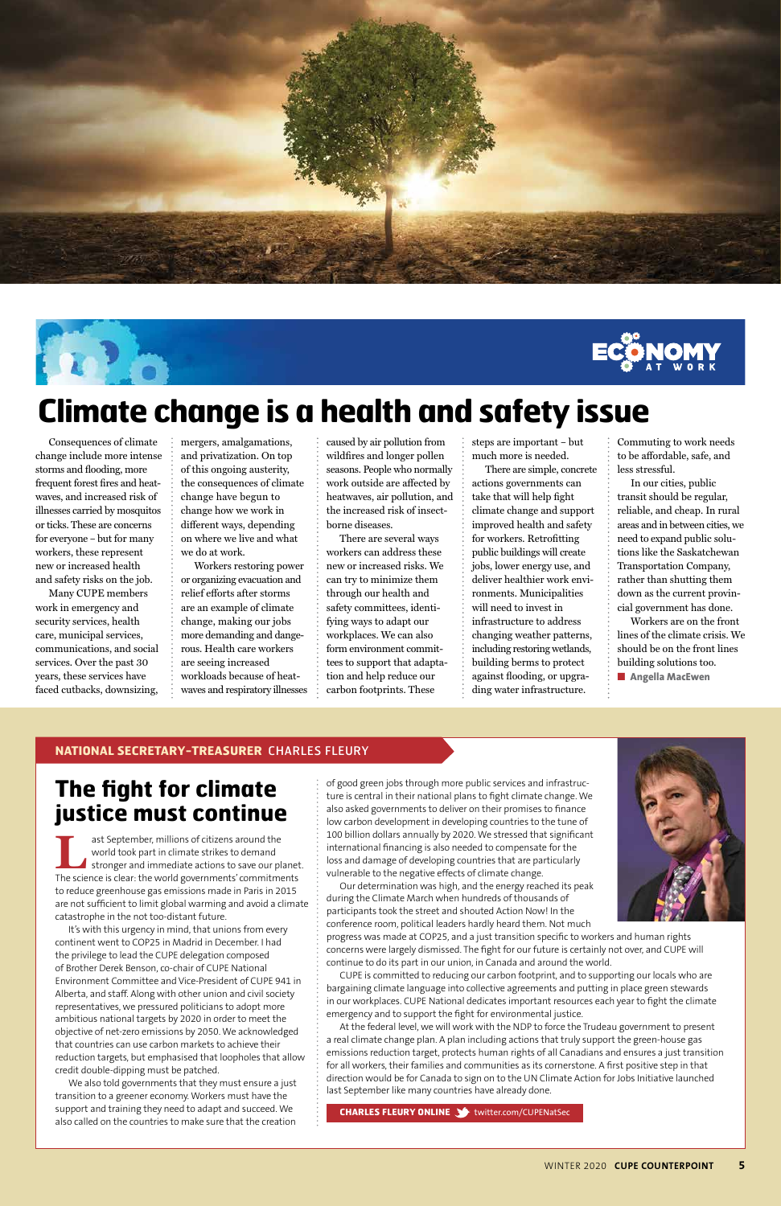ECONOMY AT WORK

# Climate change is a health and safety issue

Consequences of climate change include more intense storms and flooding, more frequent forest fires and heatwaves, and increased risk of illnesses carried by mosquitos or ticks. These are concerns for everyone – but for many workers, these represent new or increased health and safety risks on the job.

Many CUPE members work in emergency and security services, health care, municipal services, communications, and social services. Over the past 30 years, these services have faced cutbacks, downsizing, mergers, amalgamations, and privatization. On top of this ongoing austerity, the consequences of climate change have begun to change how we work in different ways, depending on where we live and what we do at work.

Workers restoring power or organizing evacuation and relief efforts after storms are an example of climate change, making our jobs more demanding and dangerous. Health care workers are seeing increased workloads because of heatwaves and respiratory illnesses caused by air pollution from wildfires and longer pollen seasons. People who normally work outside are affected by heatwaves, air pollution, and the increased risk of insect-borne diseases.

There are several ways workers can address these new or increased risks. We can try to minimize them through our health and safety committees, identifying ways to adapt our workplaces. We can also form environment committees to support that adaptation and help reduce our carbon footprints. These steps are important – but much more is needed.

There are simple, concrete actions governments can take that will help fight climate change and support improved health and safety for workers. Retrofitting public buildings will create jobs, lower energy use, and deliver healthier work environments. Municipalities will need to invest in infrastructure to address changing weather patterns, including restoring wetlands, building berms to protect against flooding, or upgrading water infrastructure.

Commuting to work needs to be affordable, safe, and less stressful.

In our cities, public transit should be regular, reliable, and cheap. In rural areas and in between cities, we need to expand public solutions like the Saskatchewan Transportation Company, rather than shutting them down as the current provincial government has done.

Workers are on the front lines of the climate crisis. We should be on the front lines of building solutions too.

■ **Angella MacEwen**

**NATIONAL SECRETARY-TREASURER** CHARLES FLEURY

## The fight for climate justice must continue

Last September, millions of citizens around the world took part in climate strikes to demand stronger and immediate actions to save our planet. The science is clear: the world governments' commitments to reduce greenhouse gas emissions made in Paris in 2015 are not sufficient to limit global warming and avoid a climate catastrophe in the not too-distant future.

It's with this urgency in mind, that unions from every continent went to COP25 in Madrid in December. I had the privilege to lead the CUPE delegation composed of Brother Derek Benson, co-chair of CUPE National Environment Committee and Vice-President of CUPE 941 in Alberta, and staff. Along with other union and civil society representatives, we pressured politicians to adopt more ambitious national targets by 2020 in order to meet the objective of net-zero emissions by 2050. We acknowledged that countries can use carbon markets to achieve their reduction targets, but emphasised that loopholes that allow credit double-dipping must be patched.

We also told governments that they must ensure a just transition to a greener economy. Workers must have the support and training they need to adapt and succeed. We also called on the countries to make sure that the creation of good green jobs through more public services and infrastructure is central in their national plans to fight climate change. We also asked governments to deliver on their promises to finance low carbon development in developing countries to the tune of 100 billion dollars annually by 2020. We stressed that significant international financing is also needed to compensate for the loss and damage of developing countries that are particularly vulnerable to the negative effects of climate change.

Our determination was high, and the energy reached its peak during the Climate March when hundreds of thousands of participants took the street and shouted Action Now! In the conference room, political leaders hardly heard them. Not much progress was made at COP25, and a just transition specific to workers and human rights concerns were largely dismissed. The fight for our future is certainly not over, and CUPE will continue to do its part in our union, in Canada and around the world.

CUPE is committed to reducing our carbon footprint, and to supporting our locals who are bargaining climate language into collective agreements and putting in place green stewards in our workplaces. CUPE National dedicates important resources each year to fight the climate emergency and to support the fight for environmental justice.

At the federal level, we will work with the NDP to force the Trudeau government to present a real climate change plan. A plan including actions that truly support the green-house gas emissions reduction target, protects human rights of all Canadians and ensures a just transition for all workers, their families and communities as its cornerstone. A first positive step in that direction would be for Canada to sign on to the UN Climate Action for Jobs Initiative launched last September like many countries have already done.

**CHARLES FLEURY ONLINE** twitter.com/CUPENatSec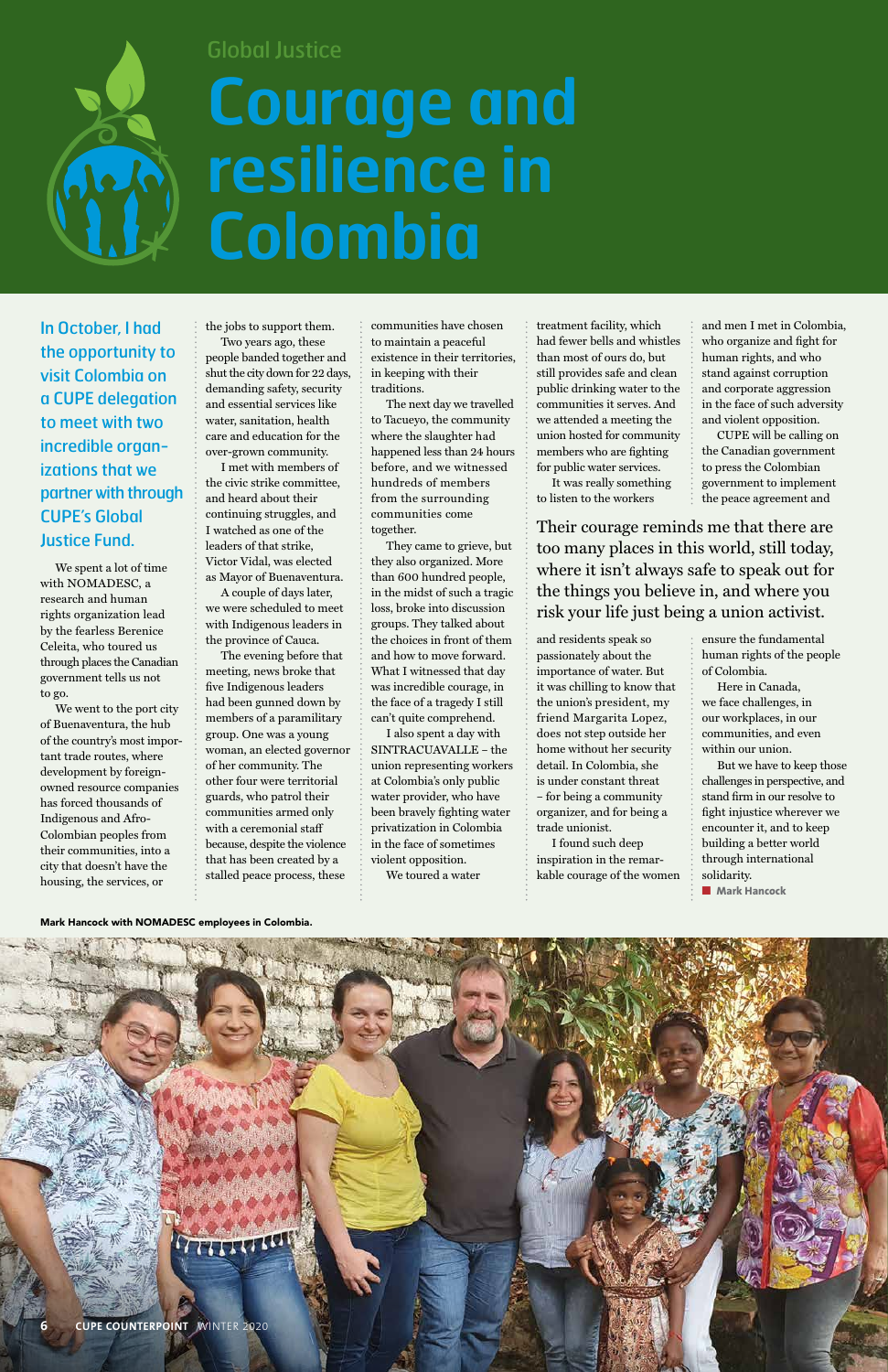Global Justice

# Courage and resilience in Colombia

## In October, I had the opportunity to visit Colombia on a CUPE delegation to meet with two incredible organizations that we partner with through CUPE's Global Justice Fund.

We spent a lot of time with NOMADESC, a research and human rights organization lead by the fearless Berenice Celeita, who toured us through places the Canadian government tells us not to go.

We went to the port city of Buenaventura, the hub of the country's most important trade routes, where development by foreign-owned resource companies has forced thousands of Indigenous and Afro-Colombian peoples from their communities, into a city that doesn't have the housing, the services, or the jobs to support them.

Two years ago, these people banded together and shut the city down for 22 days, demanding safety, security and essential services like water, sanitation, health care and education for the over-grown community.

I met with members of the civic strike committee, and heard about their continuing struggles, and I watched as one of the leaders of that strike, Victor Vidal, was elected as Mayor of Buenaventura.

A couple of days later, we were scheduled to meet with Indigenous leaders in the province of Cauca.

The evening before that meeting, news broke that five Indigenous leaders had been gunned down by members of a paramilitary group. One was a young woman, an elected governor of her community. The other four were territorial guards, who patrol their communities armed only with a ceremonial staff because, despite the violence that has been created by a stalled peace process, these communities have chosen to maintain a peaceful existence in their territories, in keeping with their traditions.

The next day we travelled to Tacueyo, the community where the slaughter had happened less than 24 hours before, and we witnessed hundreds of members from the surrounding communities come together.

They came to grieve, but they also organized. More than 600 hundred people, in the midst of such a tragic loss, broke into discussion groups. They talked about the choices in front of them and how to move forward. What I witnessed that day was incredible courage, in the face of a tragedy I still can't quite comprehend.

I also spent a day with SINTRACUAVALLE – the union representing workers at Colombia's only public water provider, who have been bravely fighting water privatization in the face of sometimes violent opposition.

We toured a water treatment facility, which had fewer bells and whistles than most of ours do, but still provides safe and clean public drinking water to the communities it serves. And we attended a meeting the union hosted for community members who are fighting for public water services.

It was really something to listen to the workers and residents speak so passionately about the importance of water. But it was chilling to know that the union's president, my friend Margarita Lopez, does not step outside her home without her security detail. In Colombia, she is under constant threat – for being a community organizer, and for being a trade unionist.

> Their courage reminds me that there are too many places in this world, still today, where it isn't always safe to speak out for the things you believe in, and where you risk your life just being a union activist.

I found such deep inspiration in the remarkable courage of the women and men I met in Colombia, who organize and fight for human rights, and who stand against corruption and corporate aggression in the face of such adversity and violent opposition.

CUPE will be calling on the Canadian government to press the Colombian government to implement the peace agreement and ensure the fundamental human rights of the people of Colombia.

Here in Canada, we face challenges, in our workplaces, in our communities, and even within our union.

But we have to keep those challenges in perspective, and stand firm in our resolve to fight injustice wherever we encounter it, and to keep building a better world through international solidarity.

■ **Mark Hancock**

Mark Hancock with NOMADESC employees in Colombia.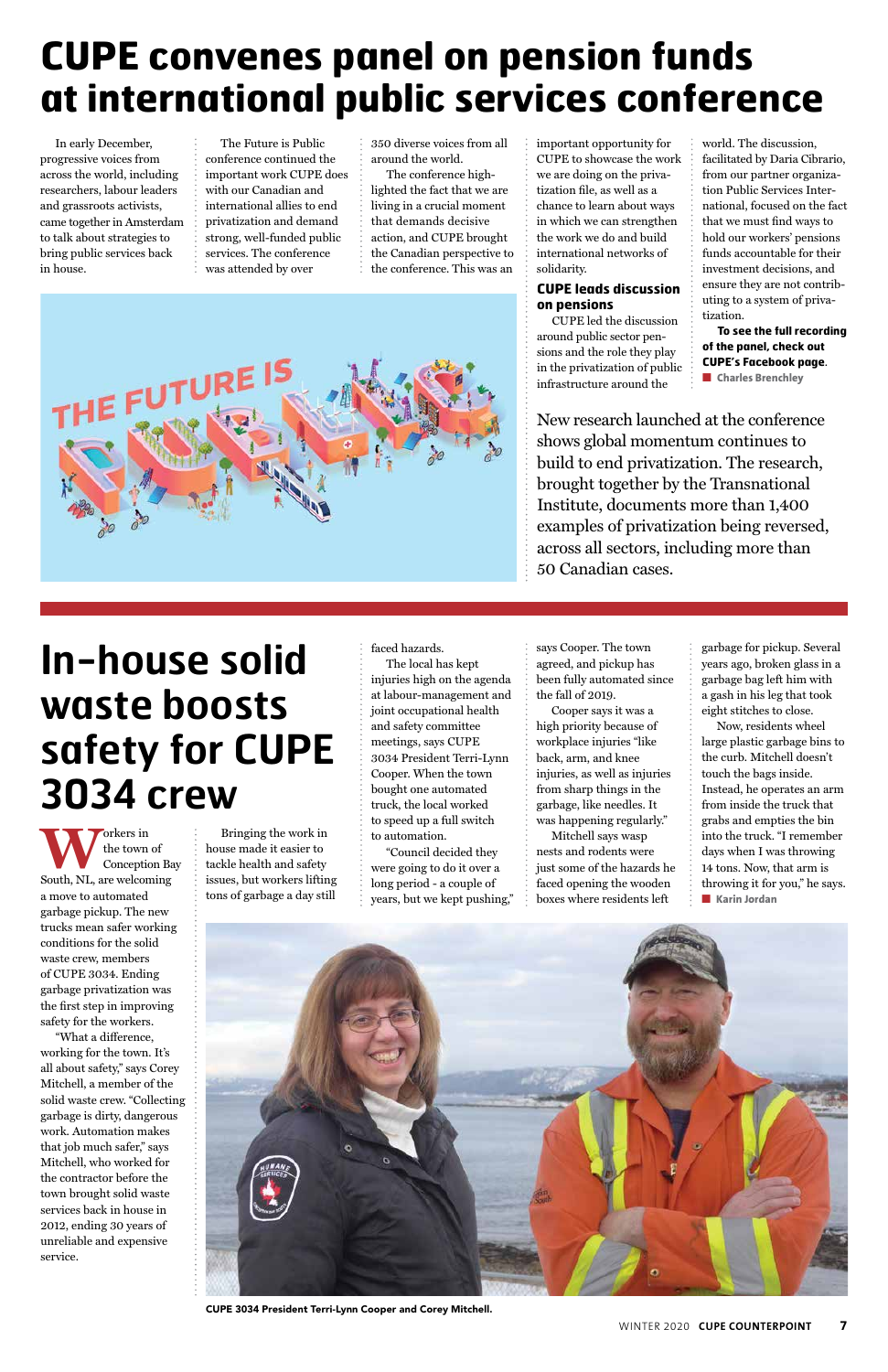# CUPE convenes panel on pension funds at international public services conference

In early December, progressive voices from across the world, including researchers, labour leaders and grassroots activists, came together in Amsterdam to talk about strategies to bring public services back in house.

The Future is Public conference continued the important work CUPE does with our Canadian and international allies to end privatization and demand strong, well-funded public services. The conference was attended by over 350 diverse voices from all around the world.

The conference highlighted the fact that we are living in a crucial moment that demands decisive action, and CUPE brought the Canadian perspective to the conference. This was an important opportunity for CUPE to showcase the work we are doing on the privatization file, as well as a chance to learn about ways in which we can strengthen the work we do and build international networks of solidarity.

### CUPE leads discussion on pensions

CUPE led the discussion around public sector pensions and the role they play in the privatization of public infrastructure around the world. The discussion, facilitated by Daria Cibrario, from our partner organization Public Services International, focused on the fact that we must find ways to hold our workers' pensions funds accountable for their investment decisions, and ensure they are not contributing to a system of privatization.

**To see the full recording of the panel, check out CUPE's Facebook page.**

**Charles Brenchley**

New research launched at the conference shows global momentum continues to build to end privatization. The research, brought together by the Transnational Institute, documents more than 1,400 examples of privatization being reversed, across all sectors, including more than 50 Canadian cases.

# In-house solid waste boosts safety for CUPE 3034 crew

Workers in the town of Conception Bay South, NL, are welcoming a move to automated garbage pickup. The new trucks mean safer working conditions for the solid waste crew, members of CUPE 3034. Ending garbage privatization was the first step in improving safety for the workers.

"What a difference, working for the town. It's all about safety," says Corey Mitchell, a member of the solid waste crew. "Collecting garbage is dirty, dangerous work. Automation makes that job much safer," says Mitchell, who worked for the contractor before the town brought solid waste services back in house in 2012, ending 30 years of unreliable and expensive service.

Bringing the work in house made it easier to tackle health and safety issues, but workers lifting tons of garbage a day still faced hazards.

The local has kept injuries high on the agenda at labour-management and joint occupational health and safety committee meetings, says CUPE 3034 President Terri-Lynn Cooper. When the town bought one automated truck, the local worked to speed up a full switch to automation.

"Council decided they were going to do it over a long period - a couple of years, but we kept pushing," says Cooper. The town agreed, and pickup has been fully automated since the fall of 2019.

Cooper says it was a high priority because of workplace injuries "like back, arm, and knee injuries, as well as injuries from sharp things in the garbage, like needles. It was happening regularly."

Mitchell says wasp nests and rodents were just some of the hazards he faced opening the wooden boxes where residents left garbage for pickup. Several years ago, broken glass in a garbage bag left him with a gash in his leg that took eight stitches to close.

Now, residents wheel large plastic garbage bins to the curb. Mitchell doesn't touch the bags inside. Instead, he operates an arm from inside the truck that grabs and empties the bin into the truck. "I remember days when I was throwing 14 tons. Now, that arm is throwing it for you," he says.

**Karin Jordan**

CUPE 3034 President Terri-Lynn Cooper and Corey Mitchell.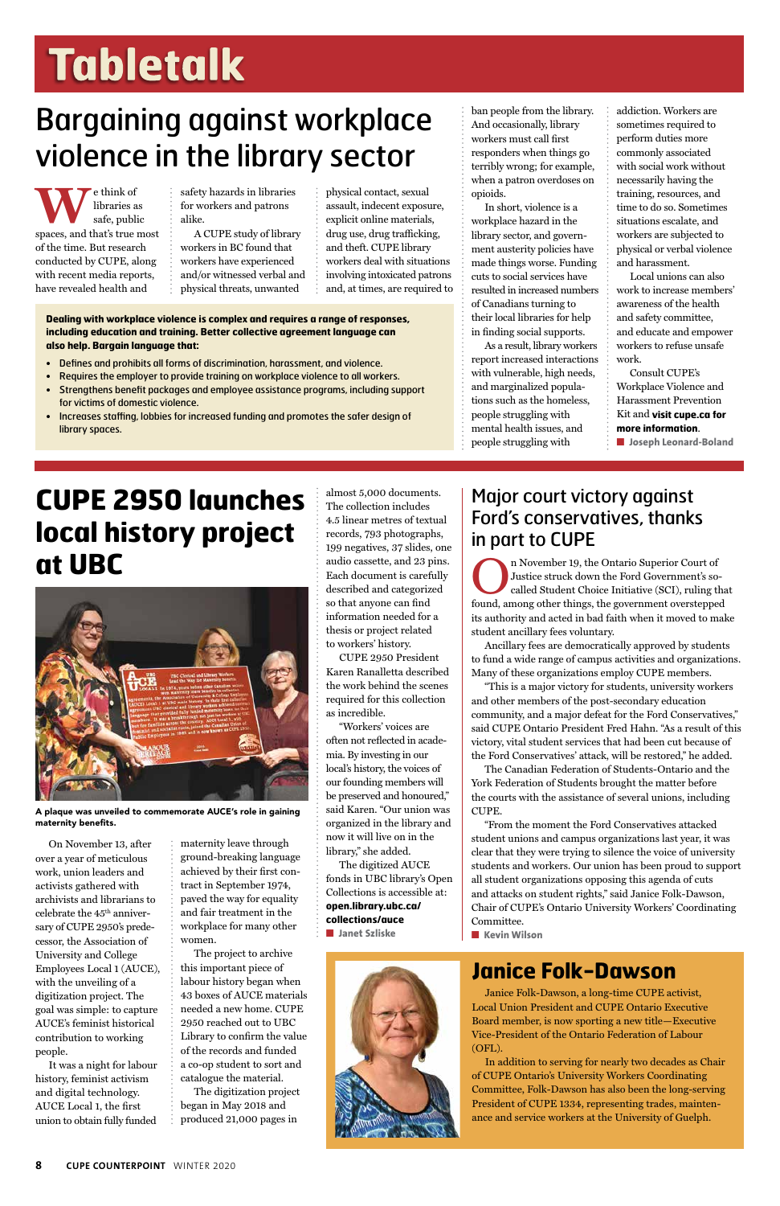# Tabletalk

## Bargaining against workplace violence in the library sector

We think of libraries as safe, public spaces, and that's true most of the time. But research conducted by CUPE, along with recent media reports, have revealed health and safety hazards in libraries for workers and patrons alike.

A CUPE study of library workers in BC found that workers have experienced and/or witnessed verbal and physical threats, unwanted physical contact, sexual assault, indecent exposure, explicit online materials, drug use, drug trafficking, and theft. CUPE library workers deal with situations involving intoxicated patrons and, at times, are required to ban people from the library. And occasionally, library workers must call first responders when things go terribly wrong; for example, when a patron overdoses on opioids.

In short, violence is a workplace hazard in the library sector, and government austerity policies have made things worse. Funding cuts to social services have resulted in increased numbers of Canadians turning to their local libraries for help in finding social supports.

As a result, library workers report increased interactions with vulnerable, high needs, and marginalized populations such as the homeless, people struggling with mental health issues, and people struggling with addiction. Workers are sometimes required to perform duties more commonly associated with social work without necessarily having the training, resources, and time to do so. Sometimes situations escalate, and workers are subjected to physical or verbal violence and harassment.

Local unions can also work to increase members' awareness of the health and safety committee, and educate and empower workers to refuse unsafe work.

Consult CUPE's Workplace Violence and Harassment Prevention Kit and **visit cupe.ca for more information**.

■ **Joseph Leonard-Boland**

**Dealing with workplace violence is complex and requires a range of responses, including education and training. Better collective agreement language can also help. Bargain language that:**

- Defines and prohibits all forms of discrimination, harassment, and violence.
- Requires the employer to provide training on workplace violence to all workers.
- Strengthens benefit packages and employee assistance programs, including support for victims of domestic violence.
- Increases staffing, lobbies for increased funding and promotes the safer design of library spaces.

## CUPE 2950 launches local history project at UBC

A plaque was unveiled to commemorate AUCE's role in gaining maternity benefits.

On November 13, after over a year of meticulous work, union leaders and activists gathered with archivists and librarians to celebrate the 45th anniversary of CUPE 2950's predecessor, the Association of University and College Employees Local 1 (AUCE), with the unveiling of a digitization project. The goal was simple: to capture AUCE's feminist historical contribution to working people.

It was a night for labour history, feminist activism and digital technology. AUCE Local 1, the first union to obtain fully funded maternity leave through ground-breaking language achieved by their first contract in September 1974, paved the way for equality and fair treatment in the workplace for many other women.

The project to archive this important piece of labour history began when 43 boxes of AUCE materials needed a new home. CUPE 2950 reached out to UBC Library to confirm the value of the records and funded a co-op student to sort and catalogue the material.

The digitization project began in May 2018 and produced 21,000 pages in almost 5,000 documents. The collection includes 4.5 linear metres of textual records, 793 photographs, 199 negatives, 37 slides, one audio cassette, and 23 pins. Each document is carefully described and categorized so that anyone can find information needed for a thesis or project related to workers' history.

CUPE 2950 President Karen Ranalletta described the work behind the scenes required for this collection as incredible.

"Workers' voices are often not reflected in academia. By investing in our local's history, the voices of our founding members will be preserved and honoured," said Karen. "Our union was organized in the library and now it will live on in the library," she added.

The digitized AUCE fonds in UBC library's Open Collections is accessible at: **open.library.ubc.ca/collections/auce**

■ **Janet Szliske**

## Major court victory against Ford's conservatives, thanks in part to CUPE

On November 19, the Ontario Superior Court of Justice struck down the Ford Government's so-called Student Choice Initiative (SCI), ruling that found, among other things, the government overstepped its authority and acted in bad faith when it moved to make student ancillary fees voluntary.

Ancillary fees are democratically approved by students to fund a wide range of campus activities and organizations. Many of these organizations employ CUPE members.

"This is a major victory for students, university workers and other members of the post-secondary education community, and a major defeat for the Ford Conservatives," said CUPE Ontario President Fred Hahn. "As a result of this victory, vital student services that had been cut because of the Ford Conservatives' attack, will be restored," he added.

The Canadian Federation of Students-Ontario and the York Federation of Students brought the matter before the courts with the assistance of several unions, including CUPE.

"From the moment the Ford Conservatives attacked student unions and campus organizations last year, it was clear that they were trying to silence the voice of university students and workers. Our union has been proud to support all student organizations opposing this agenda of cuts and attacks on student rights," said Janice Folk-Dawson, Chair of CUPE's Ontario University Workers' Coordinating Committee.

■ **Kevin Wilson**

## Janice Folk-Dawson

Janice Folk-Dawson, a long-time CUPE activist, Local Union President and CUPE Ontario Executive Board member, is now sporting a new title—Executive Vice-President of the Ontario Federation of Labour (OFL).

In addition to serving for nearly two decades as Chair of CUPE Ontario's University Workers Coordinating Committee, Folk-Dawson has also been the long-serving President of CUPE 1334, representing trades, maintenance and service workers at the University of Guelph.